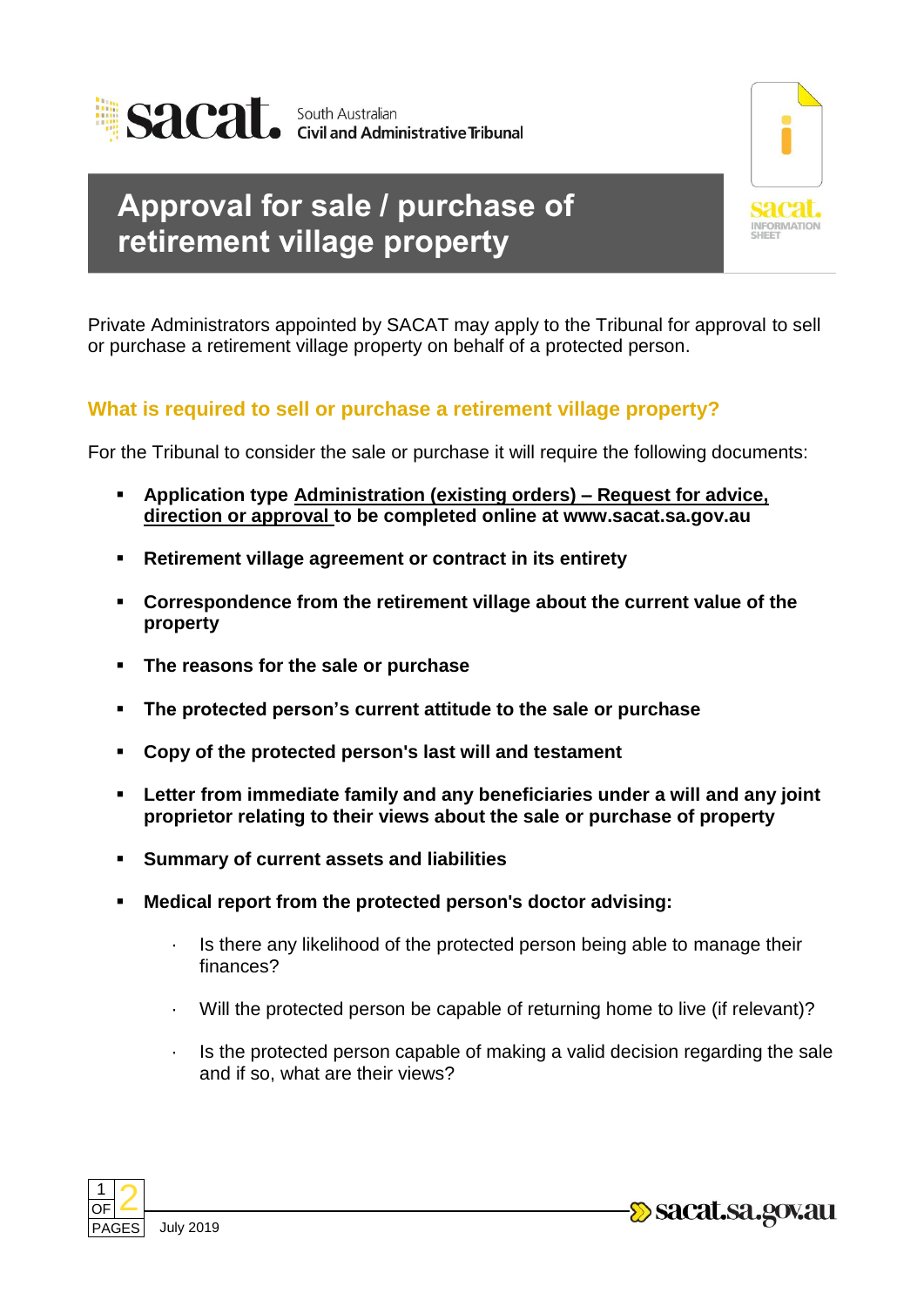sacat. South Australian Civil and Administrative Tribunal

# Approval for sale / purchase of retirement village property

Private Administrators appointed by SACAT may apply to the Tribunal for approval to sell or purchase a retirement village property on behalf of a protected person.

## What is required to sell or purchase a retirement village property?

For the Tribunal to consider the sale or purchase it will require the following documents:

- **Application type Administration (existing orders) – Request for advice, direction or approval to be completed online at www.sacat.sa.gov.au**
- **Retirement village agreement or contract in its entirety**
- **Correspondence from the retirement village about the current value of the property**
- **The reasons for the sale or purchase**
- **The protected person's current attitude to the sale or purchase**
- **Copy of the protected person's last will and testament**
- **Letter from immediate family and any beneficiaries under a will and any joint proprietor relating to their views about the sale or purchase of property**
- **Summary of current assets and liabilities**
- **Medical report from the protected person's doctor advising:**
  - Is there any likelihood of the protected person being able to manage their finances?
  - Will the protected person be capable of returning home to live (if relevant)?
  - Is the protected person capable of making a valid decision regarding the sale and if so, what are their views?

July 2019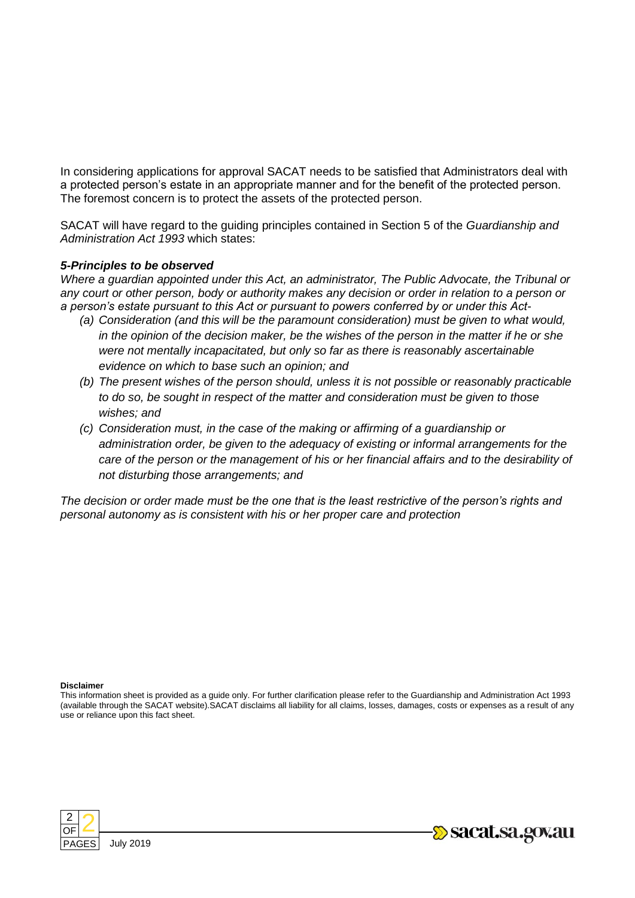In considering applications for approval SACAT needs to be satisfied that Administrators deal with a protected person's estate in an appropriate manner and for the benefit of the protected person. The foremost concern is to protect the assets of the protected person.

SACAT will have regard to the guiding principles contained in Section 5 of the *Guardianship and Administration Act 1993* which states:

***5-Principles to be observed***

*Where a guardian appointed under this Act, an administrator, The Public Advocate, the Tribunal or any court or other person, body or authority makes any decision or order in relation to a person or a person's estate pursuant to this Act or pursuant to powers conferred by or under this Act-*

- *(a) Consideration (and this will be the paramount consideration) must be given to what would, in the opinion of the decision maker, be the wishes of the person in the matter if he or she were not mentally incapacitated, but only so far as there is reasonably ascertainable evidence on which to base such an opinion; and*
- *(b) The present wishes of the person should, unless it is not possible or reasonably practicable to do so, be sought in respect of the matter and consideration must be given to those wishes; and*
- *(c) Consideration must, in the case of the making or affirming of a guardianship or administration order, be given to the adequacy of existing or informal arrangements for the care of the person or the management of his or her financial affairs and to the desirability of not disturbing those arrangements; and*

*The decision or order made must be the one that is the least restrictive of the person's rights and personal autonomy as is consistent with his or her proper care and protection*

**Disclaimer**

This information sheet is provided as a guide only. For further clarification please refer to the Guardianship and Administration Act 1993 (available through the SACAT website).SACAT disclaims all liability for all claims, losses, damages, costs or expenses as a result of any use or reliance upon this fact sheet.

July 2019

sacat.sa.gov.au